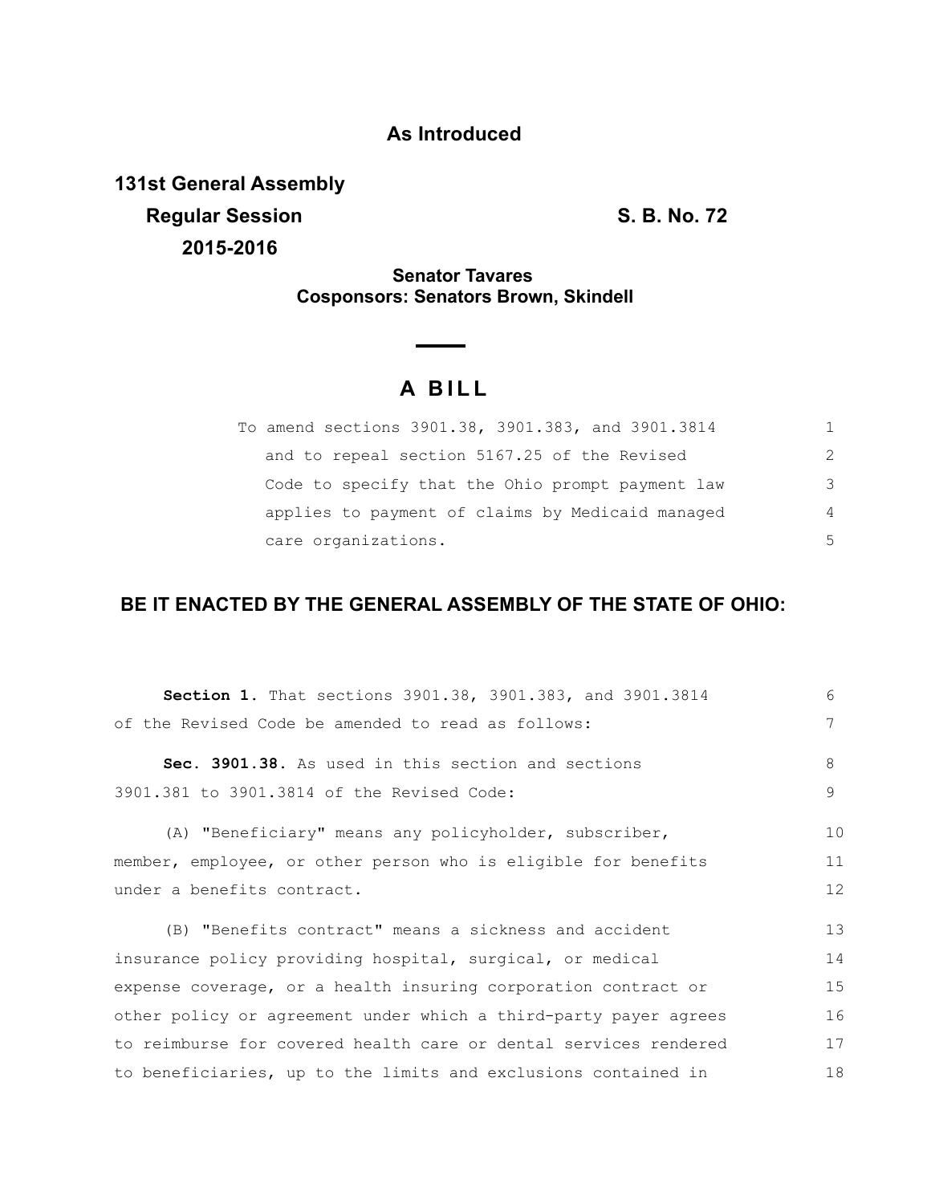**As Introduced**

**131st General Assembly**
**Regular Session** **S. B. No. 72**
**2015-2016**

**Senator Tavares**
**Cosponsors: Senators Brown, Skindell**

# A BILL

To amend sections 3901.38, 3901.383, and 3901.3814 and to repeal section 5167.25 of the Revised Code to specify that the Ohio prompt payment law applies to payment of claims by Medicaid managed care organizations.

**BE IT ENACTED BY THE GENERAL ASSEMBLY OF THE STATE OF OHIO:**

**Section 1.** That sections 3901.38, 3901.383, and 3901.3814 of the Revised Code be amended to read as follows:

**Sec. 3901.38.** As used in this section and sections 3901.381 to 3901.3814 of the Revised Code:

(A) "Beneficiary" means any policyholder, subscriber, member, employee, or other person who is eligible for benefits under a benefits contract.

(B) "Benefits contract" means a sickness and accident insurance policy providing hospital, surgical, or medical expense coverage, or a health insuring corporation contract or other policy or agreement under which a third-party payer agrees to reimburse for covered health care or dental services rendered to beneficiaries, up to the limits and exclusions contained in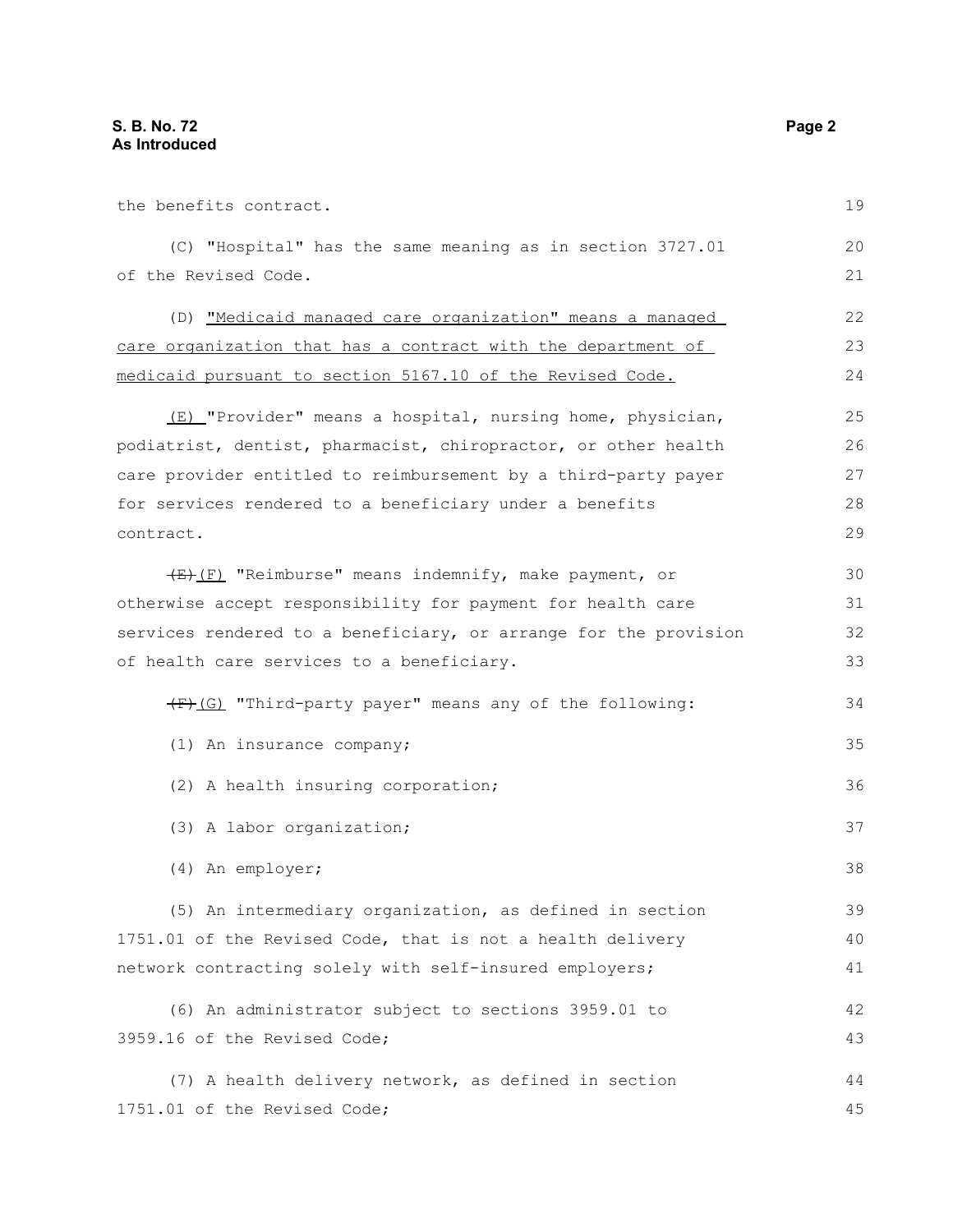the benefits contract.

(C) "Hospital" has the same meaning as in section 3727.01 of the Revised Code.

(D) "Medicaid managed care organization" means a managed care organization that has a contract with the department of medicaid pursuant to section 5167.10 of the Revised Code.

(E) "Provider" means a hospital, nursing home, physician, podiatrist, dentist, pharmacist, chiropractor, or other health care provider entitled to reimbursement by a third-party payer for services rendered to a beneficiary under a benefits contract.

~~(E)~~ (F) "Reimburse" means indemnify, make payment, or otherwise accept responsibility for payment for health care services rendered to a beneficiary, or arrange for the provision of health care services to a beneficiary.

~~(F)~~ (G) "Third-party payer" means any of the following:

(1) An insurance company;

(2) A health insuring corporation;

(3) A labor organization;

(4) An employer;

(5) An intermediary organization, as defined in section 1751.01 of the Revised Code, that is not a health delivery network contracting solely with self-insured employers;

(6) An administrator subject to sections 3959.01 to 3959.16 of the Revised Code;

(7) A health delivery network, as defined in section 1751.01 of the Revised Code;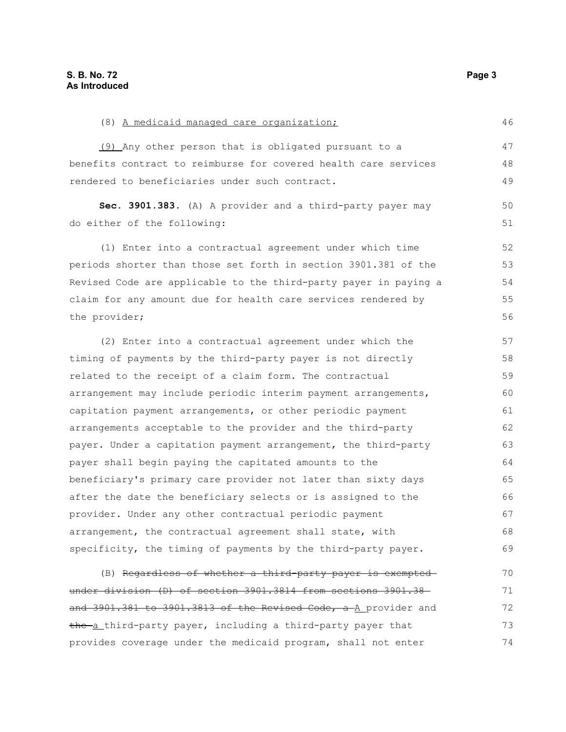(8) <u>A medicaid managed care organization;</u>

<u>(9)</u> Any other person that is obligated pursuant to a benefits contract to reimburse for covered health care services rendered to beneficiaries under such contract.

**Sec. 3901.383.** (A) A provider and a third-party payer may do either of the following:

(1) Enter into a contractual agreement under which time periods shorter than those set forth in section 3901.381 of the Revised Code are applicable to the third-party payer in paying a claim for any amount due for health care services rendered by the provider;

(2) Enter into a contractual agreement under which the timing of payments by the third-party payer is not directly related to the receipt of a claim form. The contractual arrangement may include periodic interim payment arrangements, capitation payment arrangements, or other periodic payment arrangements acceptable to the provider and the third-party payer. Under a capitation payment arrangement, the third-party payer shall begin paying the capitated amounts to the beneficiary's primary care provider not later than sixty days after the date the beneficiary selects or is assigned to the provider. Under any other contractual periodic payment arrangement, the contractual agreement shall state, with specificity, the timing of payments by the third-party payer.

(B) ~~Regardless of whether a third-party payer is exempted under division (D) of section 3901.3814 from sections 3901.38 and 3901.381 to 3901.3813 of the Revised Code, a~~ <u>A</u> provider and ~~the~~ <u>a</u> third-party payer, including a third-party payer that provides coverage under the medicaid program, shall not enter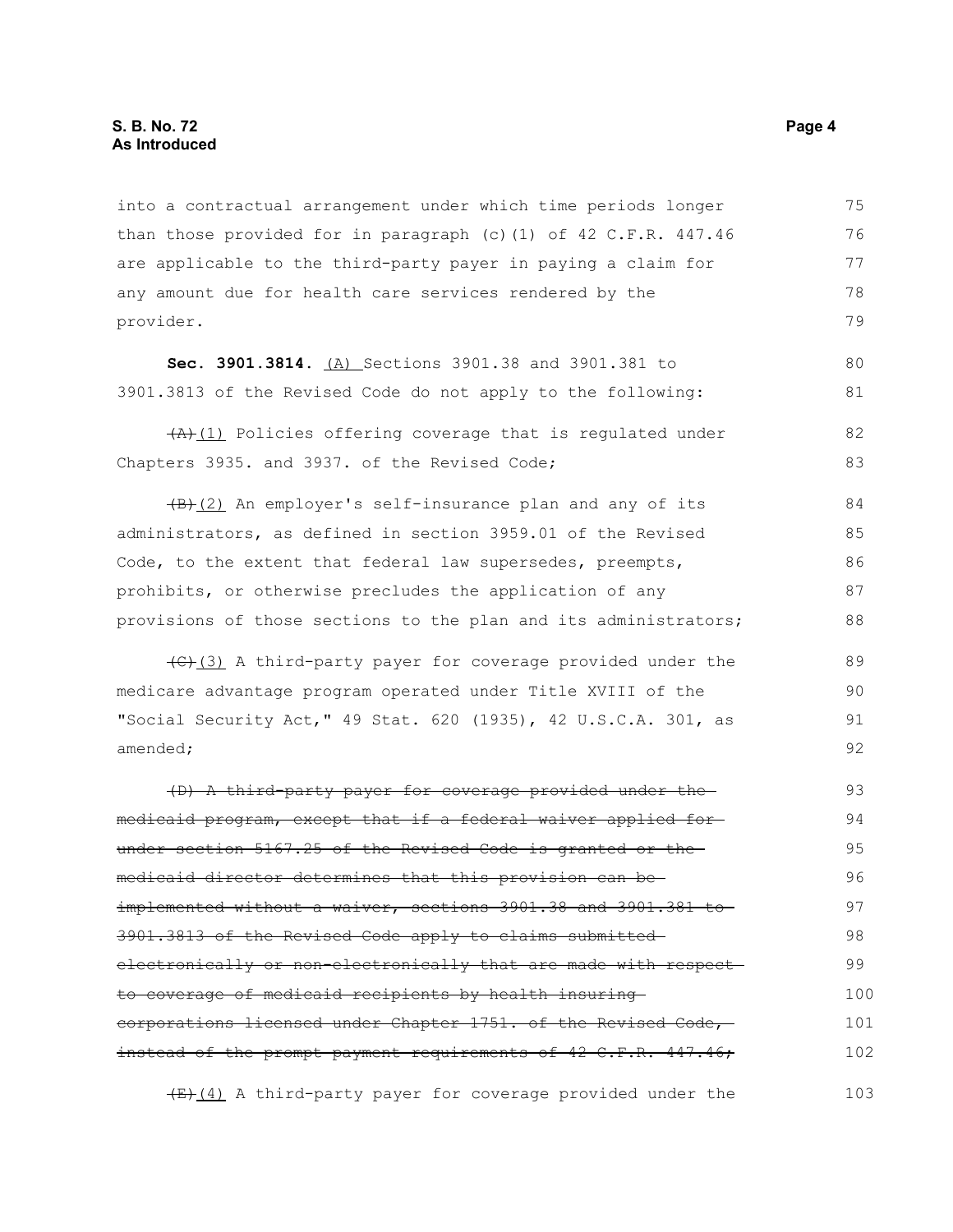into a contractual arrangement under which time periods longer than those provided for in paragraph (c)(1) of 42 C.F.R. 447.46 are applicable to the third-party payer in paying a claim for any amount due for health care services rendered by the provider.

**Sec. 3901.3814.** <u>(A)</u> Sections 3901.38 and 3901.381 to 3901.3813 of the Revised Code do not apply to the following:

~~(A)~~<u>(1)</u> Policies offering coverage that is regulated under Chapters 3935. and 3937. of the Revised Code;

~~(B)~~<u>(2)</u> An employer's self-insurance plan and any of its administrators, as defined in section 3959.01 of the Revised Code, to the extent that federal law supersedes, preempts, prohibits, or otherwise precludes the application of any provisions of those sections to the plan and its administrators;

~~(C)~~<u>(3)</u> A third-party payer for coverage provided under the medicare advantage program operated under Title XVIII of the "Social Security Act," 49 Stat. 620 (1935), 42 U.S.C.A. 301, as amended;

~~(D) A third-party payer for coverage provided under the medicaid program, except that if a federal waiver applied for under section 5167.25 of the Revised Code is granted or the medicaid director determines that this provision can be implemented without a waiver, sections 3901.38 and 3901.381 to 3901.3813 of the Revised Code apply to claims submitted electronically or non-electronically that are made with respect to coverage of medicaid recipients by health insuring corporations licensed under Chapter 1751. of the Revised Code, instead of the prompt payment requirements of 42 C.F.R. 447.46;~~

~~(E)~~<u>(4)</u> A third-party payer for coverage provided under the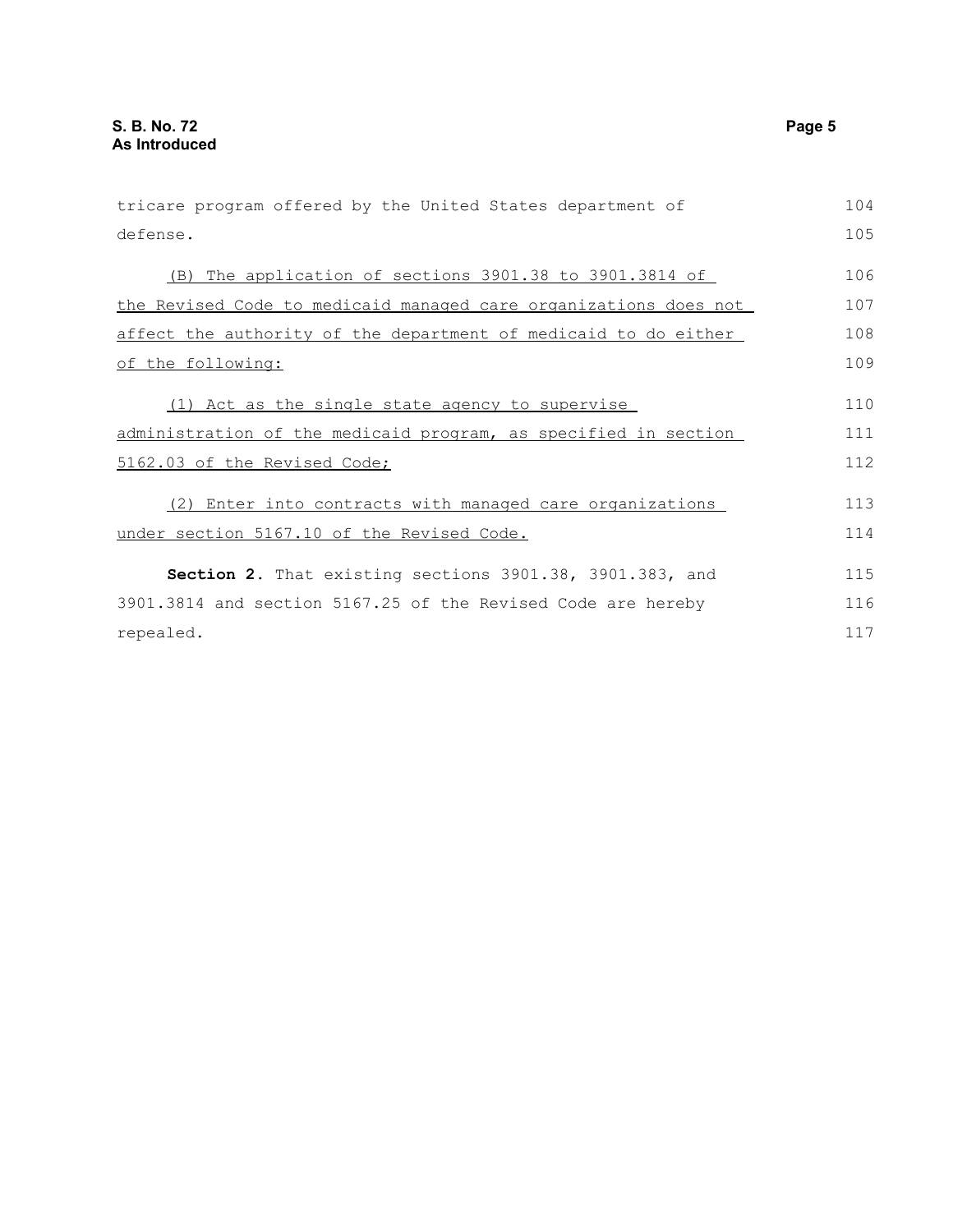tricare program offered by the United States department of defense.

(B) The application of sections 3901.38 to 3901.3814 of the Revised Code to medicaid managed care organizations does not affect the authority of the department of medicaid to do either of the following:

(1) Act as the single state agency to supervise administration of the medicaid program, as specified in section 5162.03 of the Revised Code;

(2) Enter into contracts with managed care organizations under section 5167.10 of the Revised Code.

**Section 2.** That existing sections 3901.38, 3901.383, and 3901.3814 and section 5167.25 of the Revised Code are hereby repealed.